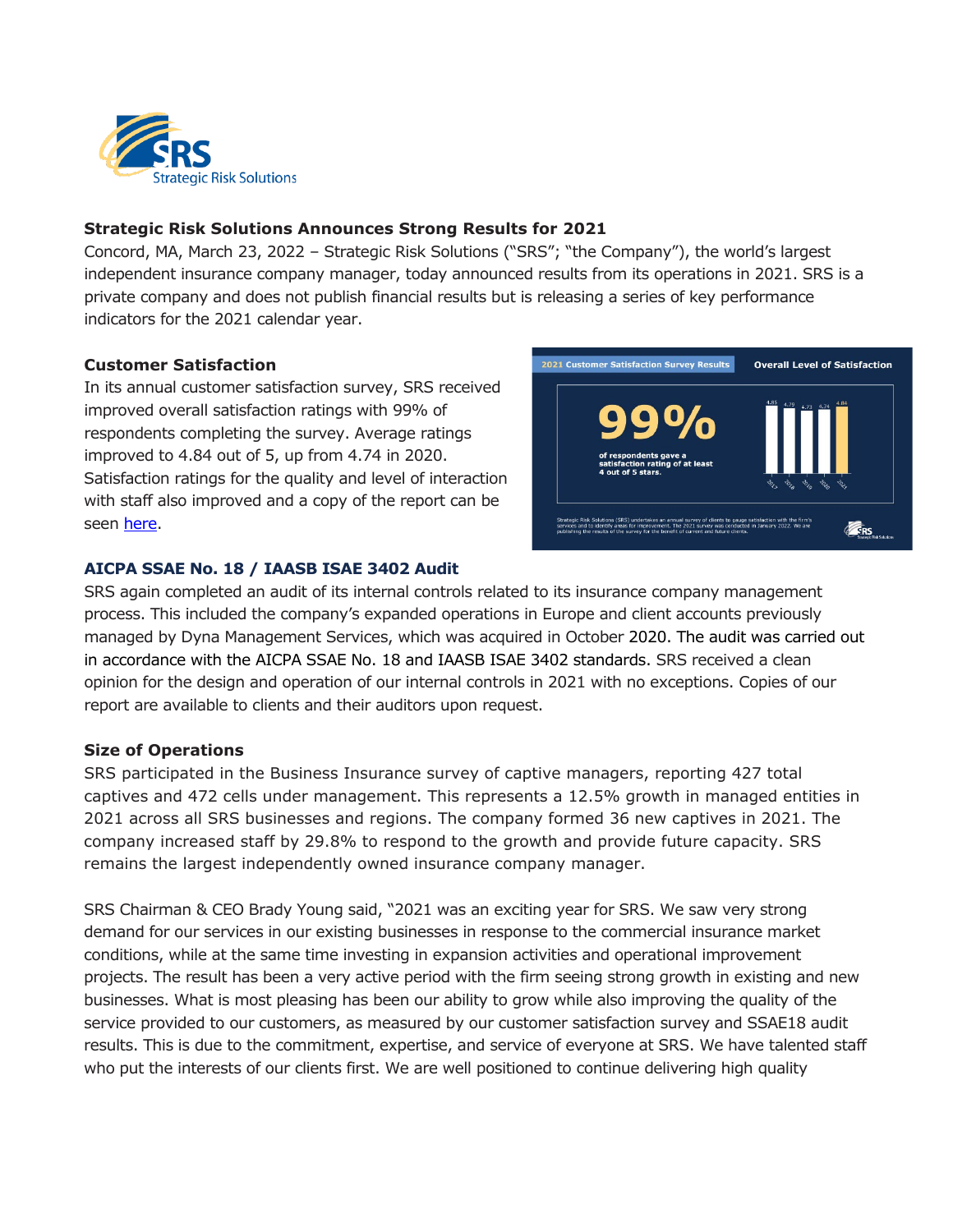**Strategic Risk Solutions Announces Strong Results for 2021**

Concord, MA, March 23, 2022 – Strategic Risk Solutions ("SRS"; "the Company"), the world's largest independent insurance company manager, today announced results from its operations in 2021. SRS is a private company and does not publish financial results but is releasing a series of key performance indicators for the 2021 calendar year.

**Customer Satisfaction**

In its annual customer satisfaction survey, SRS received improved overall satisfaction ratings with 99% of respondents completing the survey. Average ratings improved to 4.84 out of 5, up from 4.74 in 2020. Satisfaction ratings for the quality and level of interaction with staff also improved and a copy of the report can be seen [here](#).

**AICPA SSAE No. 18 / IAASB ISAE 3402 Audit**

SRS again completed an audit of its internal controls related to its insurance company management process. This included the company's expanded operations in Europe and client accounts previously managed by Dyna Management Services, which was acquired in October 2020. The audit was carried out in accordance with the AICPA SSAE No. 18 and IAASB ISAE 3402 standards. SRS received a clean opinion for the design and operation of our internal controls in 2021 with no exceptions. Copies of our report are available to clients and their auditors upon request.

**Size of Operations**

SRS participated in the Business Insurance survey of captive managers, reporting 427 total captives and 472 cells under management. This represents a 12.5% growth in managed entities in 2021 across all SRS businesses and regions. The company formed 36 new captives in 2021. The company increased staff by 29.8% to respond to the growth and provide future capacity. SRS remains the largest independently owned insurance company manager.

SRS Chairman & CEO Brady Young said, "2021 was an exciting year for SRS. We saw very strong demand for our services in our existing businesses in response to the commercial insurance market conditions, while at the same time investing in expansion activities and operational improvement projects. The result has been a very active period with the firm seeing strong growth in existing and new businesses. What is most pleasing has been our ability to grow while also improving the quality of the service provided to our customers, as measured by our customer satisfaction survey and SSAE18 audit results. This is due to the commitment, expertise, and service of everyone at SRS. We have talented staff who put the interests of our clients first. We are well positioned to continue delivering high quality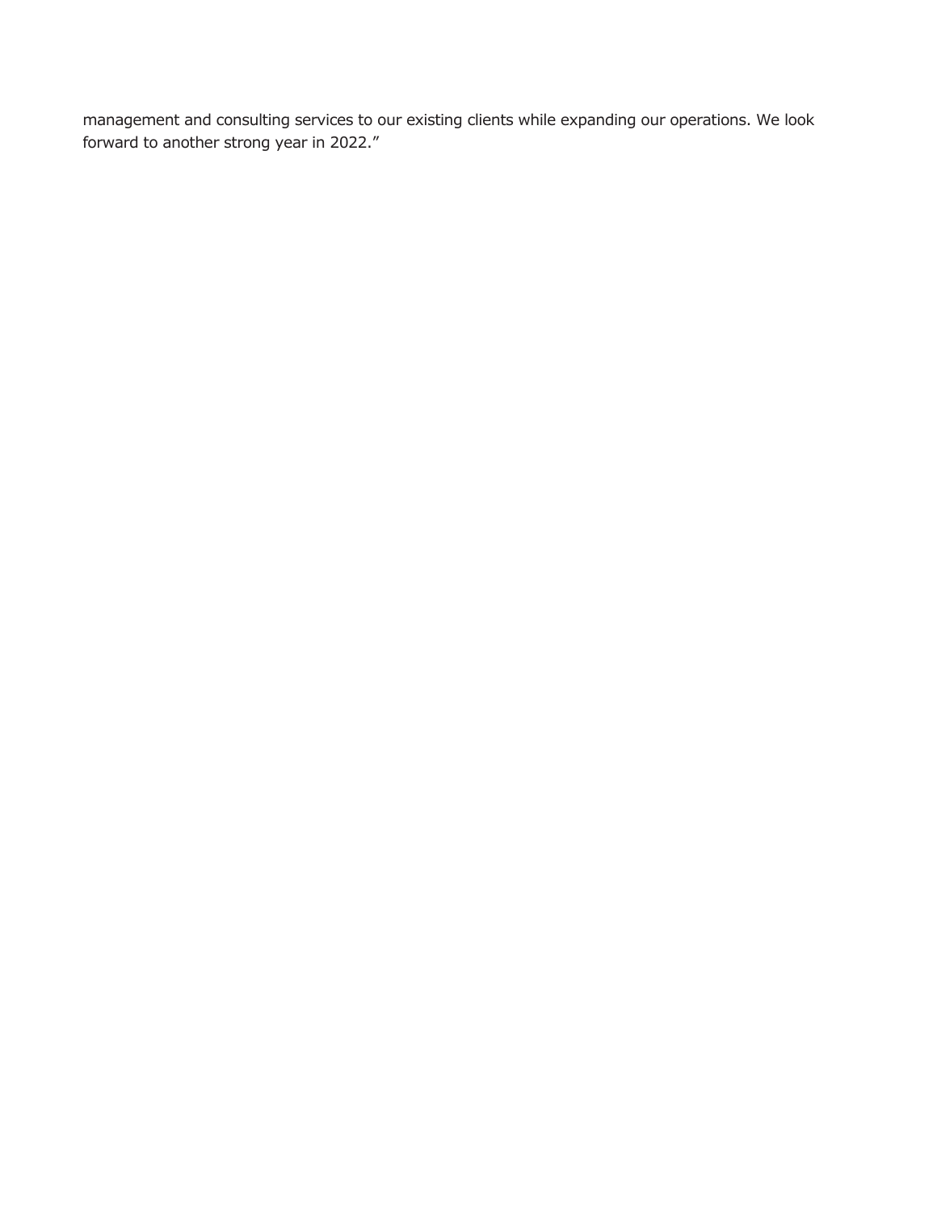management and consulting services to our existing clients while expanding our operations. We look forward to another strong year in 2022."